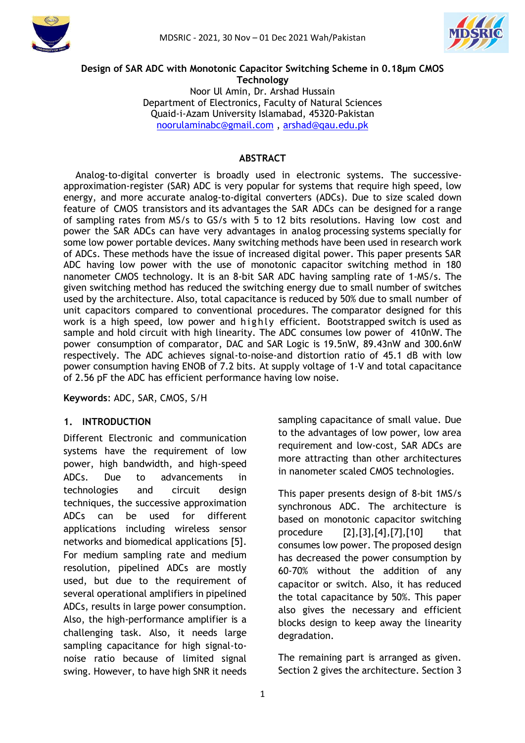# Design of SAR ADC with Monotonic Capacitor Switching Scheme in 0.18μm CMOS Technology

Noor Ul Amin, Dr. Arshad Hussain
Department of Electronics, Faculty of Natural Sciences
Quaid-i-Azam University Islamabad, 45320-Pakistan
noorulaminabc@gmail.com , arshad@qau.edu.pk

## ABSTRACT

Analog-to-digital converter is broadly used in electronic systems. The successive-approximation-register (SAR) ADC is very popular for systems that require high speed, low energy, and more accurate analog-to-digital converters (ADCs). Due to size scaled down feature of CMOS transistors and its advantages the SAR ADCs can be designed for a range of sampling rates from MS/s to GS/s with 5 to 12 bits resolutions. Having low cost and power the SAR ADCs can have very advantages in analog processing systems specially for some low power portable devices. Many switching methods have been used in research work of ADCs. These methods have the issue of increased digital power. This paper presents SAR ADC having low power with the use of monotonic capacitor switching method in 180 nanometer CMOS technology. It is an 8-bit SAR ADC having sampling rate of 1-MS/s. The given switching method has reduced the switching energy due to small number of switches used by the architecture. Also, total capacitance is reduced by 50% due to small number of unit capacitors compared to conventional procedures. The comparator designed for this work is a high speed, low power and highly efficient. Bootstrapped switch is used as sample and hold circuit with high linearity. The ADC consumes low power of 410nW. The power consumption of comparator, DAC and SAR Logic is 19.5nW, 89.43nW and 300.6nW respectively. The ADC achieves signal-to-noise-and distortion ratio of 45.1 dB with low power consumption having ENOB of 7.2 bits. At supply voltage of 1-V and total capacitance of 2.56 pF the ADC has efficient performance having low noise.

**Keywords**: ADC, SAR, CMOS, S/H

## 1. INTRODUCTION

Different Electronic and communication systems have the requirement of low power, high bandwidth, and high-speed ADCs. Due to advancements in technologies and circuit design techniques, the successive approximation ADCs can be used for different applications including wireless sensor networks and biomedical applications [5]. For medium sampling rate and medium resolution, pipelined ADCs are mostly used, but due to the requirement of several operational amplifiers in pipelined ADCs, results in large power consumption. Also, the high-performance amplifier is a challenging task. Also, it needs large sampling capacitance for high signal-to-noise ratio because of limited signal swing. However, to have high SNR it needs sampling capacitance of small value. Due to the advantages of low power, low area requirement and low-cost, SAR ADCs are more attracting than other architectures in nanometer scaled CMOS technologies.

This paper presents design of 8-bit 1MS/s synchronous ADC. The architecture is based on monotonic capacitor switching procedure [2],[3],[4],[7],[10] that consumes low power. The proposed design has decreased the power consumption by 60-70% without the addition of any capacitor or switch. Also, it has reduced the total capacitance by 50%. This paper also gives the necessary and efficient blocks design to keep away the linearity degradation.

The remaining part is arranged as given. Section 2 gives the architecture. Section 3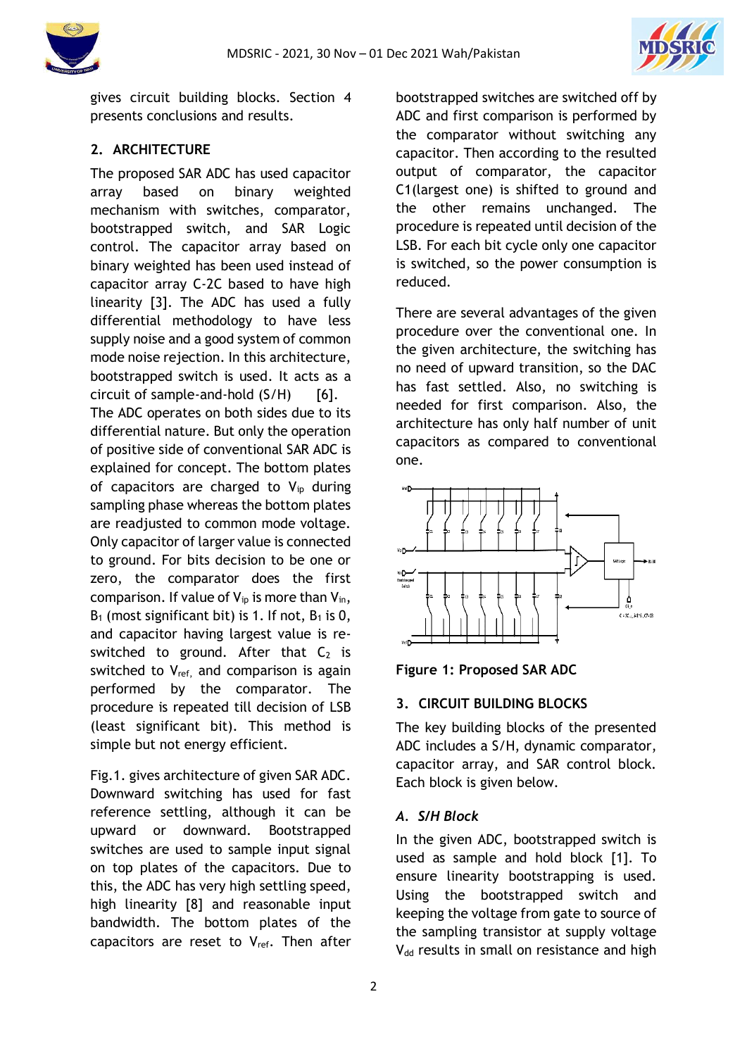gives circuit building blocks. Section 4 presents conclusions and results.

## 2. ARCHITECTURE

The proposed SAR ADC has used capacitor array based on binary weighted mechanism with switches, comparator, bootstrapped switch, and SAR Logic control. The capacitor array based on binary weighted has been used instead of capacitor array C-2C based to have high linearity [3]. The ADC has used a fully differential methodology to have less supply noise and a good system of common mode noise rejection. In this architecture, bootstrapped switch is used. It acts as a circuit of sample-and-hold (S/H) [6]. The ADC operates on both sides due to its differential nature. But only the operation of positive side of conventional SAR ADC is explained for concept. The bottom plates of capacitors are charged to $V_{ip}$ during sampling phase whereas the bottom plates are readjusted to common mode voltage. Only capacitor of larger value is connected to ground. For bits decision to be one or zero, the comparator does the first comparison. If value of $V_{ip}$ is more than $V_{in}$, $B_1$ (most significant bit) is 1. If not, $B_1$ is 0, and capacitor having largest value is re-switched to ground. After that $C_2$ is switched to $V_{ref,}$ and comparison is again performed by the comparator. The procedure is repeated till decision of LSB (least significant bit). This method is simple but not energy efficient.

Fig.1. gives architecture of given SAR ADC. Downward switching has used for fast reference settling, although it can be upward or downward. Bootstrapped switches are used to sample input signal on top plates of the capacitors. Due to this, the ADC has very high settling speed, high linearity [8] and reasonable input bandwidth. The bottom plates of the capacitors are reset to $V_{ref}$. Then after bootstrapped switches are switched off by ADC and first comparison is performed by the comparator without switching any capacitor. Then according to the resulted output of comparator, the capacitor C1(largest one) is shifted to ground and the other remains unchanged. The procedure is repeated until decision of the LSB. For each bit cycle only one capacitor is switched, so the power consumption is reduced.

There are several advantages of the given procedure over the conventional one. In the given architecture, the switching has no need of upward transition, so the DAC has fast settled. Also, no switching is needed for first comparison. Also, the architecture has only half number of unit capacitors as compared to conventional one.

**Figure 1: Proposed SAR ADC**

## 3. CIRCUIT BUILDING BLOCKS

The key building blocks of the presented ADC includes a S/H, dynamic comparator, capacitor array, and SAR control block. Each block is given below.

### *A. S/H Block*

In the given ADC, bootstrapped switch is used as sample and hold block [1]. To ensure linearity bootstrapping is used. Using the bootstrapped switch and keeping the voltage from gate to source of the sampling transistor at supply voltage $V_{dd}$ results in small on resistance and high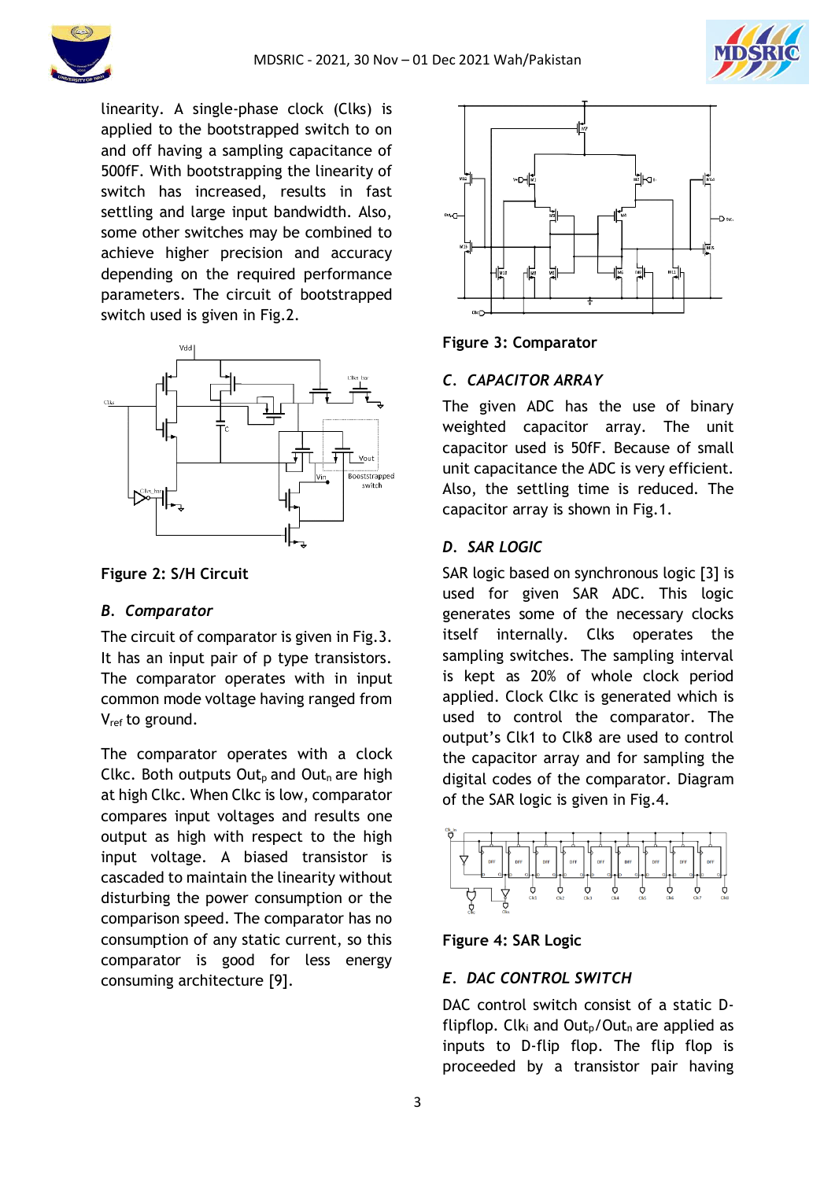linearity. A single-phase clock (Clks) is applied to the bootstrapped switch to on and off having a sampling capacitance of 500fF. With bootstrapping the linearity of switch has increased, results in fast settling and large input bandwidth. Also, some other switches may be combined to achieve higher precision and accuracy depending on the required performance parameters. The circuit of bootstrapped switch used is given in Fig.2.

**Figure 2: S/H Circuit**

### *B. Comparator*

The circuit of comparator is given in Fig.3. It has an input pair of p type transistors. The comparator operates with in input common mode voltage having ranged from $V_{ref}$ to ground.

The comparator operates with a clock Clkc. Both outputs $Out_p$ and $Out_n$ are high at high Clkc. When Clkc is low, comparator compares input voltages and results one output as high with respect to the high input voltage. A biased transistor is cascaded to maintain the linearity without disturbing the power consumption or the comparison speed. The comparator has no consumption of any static current, so this comparator is good for less energy consuming architecture [9].

**Figure 3: Comparator**

### *C. CAPACITOR ARRAY*

The given ADC has the use of binary weighted capacitor array. The unit capacitor used is 50fF. Because of small unit capacitance the ADC is very efficient. Also, the settling time is reduced. The capacitor array is shown in Fig.1.

### *D. SAR LOGIC*

SAR logic based on synchronous logic [3] is used for given SAR ADC. This logic generates some of the necessary clocks itself internally. Clks operates the sampling switches. The sampling interval is kept as 20% of whole clock period applied. Clock Clkc is generated which is used to control the comparator. The output's Clk1 to Clk8 are used to control the capacitor array and for sampling the digital codes of the comparator. Diagram of the SAR logic is given in Fig.4.

**Figure 4: SAR Logic**

### *E. DAC CONTROL SWITCH*

DAC control switch consist of a static D-flipflop. $Clk_i$ and $Out_p/Out_n$ are applied as inputs to D-flip flop. The flip flop is proceeded by a transistor pair having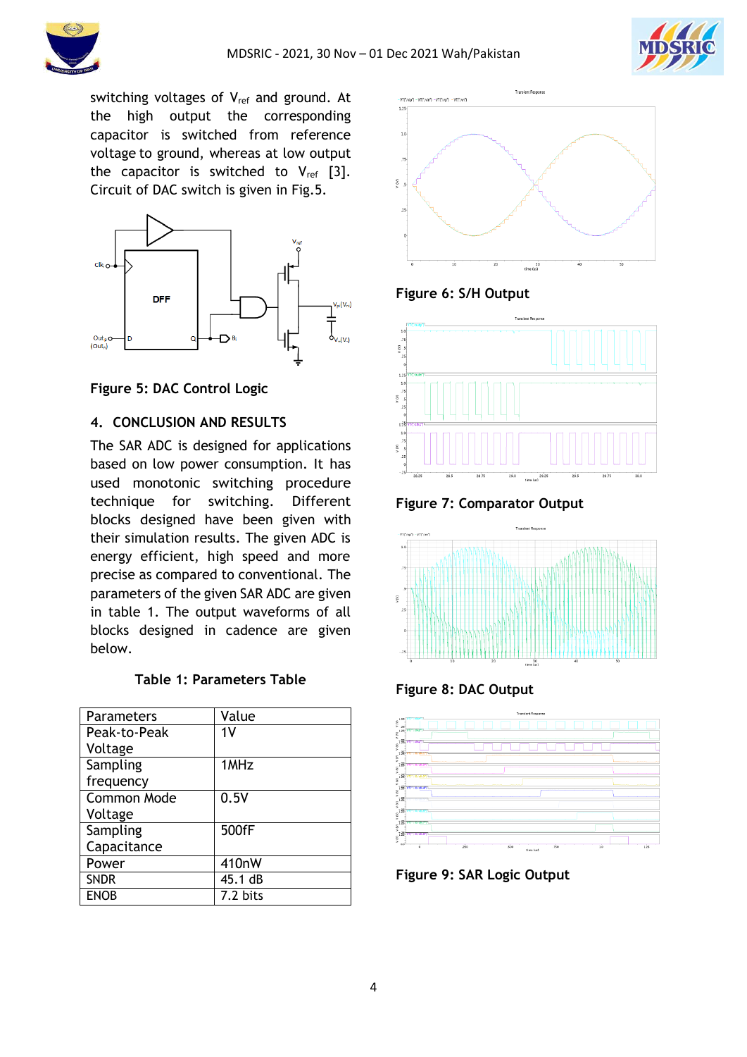switching voltages of $V_{ref}$ and ground. At the high output the corresponding capacitor is switched from reference voltage to ground, whereas at low output the capacitor is switched to $V_{ref}$ [3]. Circuit of DAC switch is given in Fig.5.

**Figure 5: DAC Control Logic**

## 4. CONCLUSION AND RESULTS

The SAR ADC is designed for applications based on low power consumption. It has used monotonic switching procedure technique for switching. Different blocks designed have been given with their simulation results. The given ADC is energy efficient, high speed and more precise as compared to conventional. The parameters of the given SAR ADC are given in table 1. The output waveforms of all blocks designed in cadence are given below.

**Table 1: Parameters Table**

| Parameters | Value |
|---|---|
| Peak-to-Peak Voltage | 1V |
| Sampling frequency | 1MHz |
| Common Mode Voltage | 0.5V |
| Sampling Capacitance | 500fF |
| Power | 410nW |
| SNDR | 45.1 dB |
| ENOB | 7.2 bits |

**Figure 6: S/H Output**

**Figure 7: Comparator Output**

**Figure 8: DAC Output**

**Figure 9: SAR Logic Output**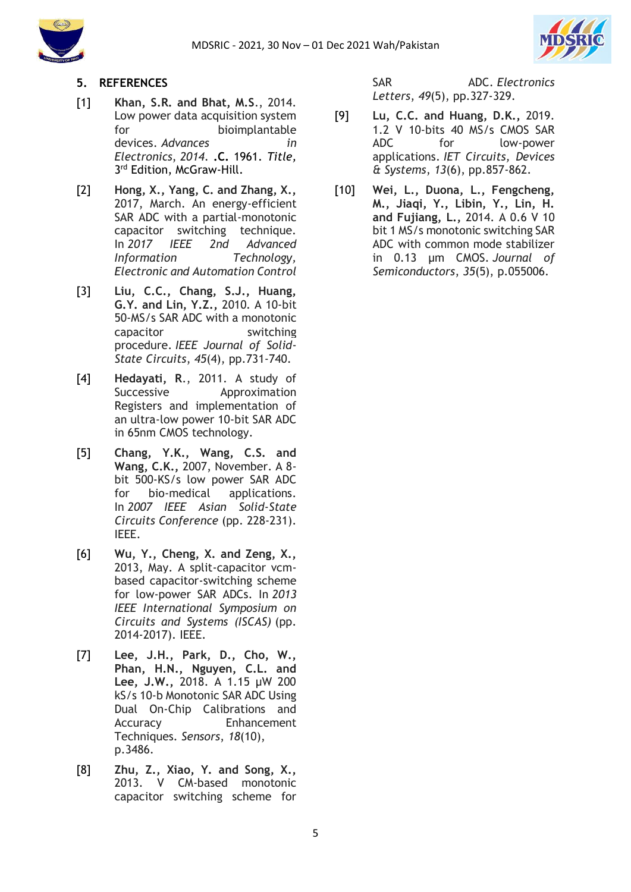## 5. REFERENCES

[1] **Khan, S.R. and Bhat, M.S.**, 2014. Low power data acquisition system for bioimplantable devices. *Advances in Electronics*, *2014*. **.C.** 1961. *Title*, 3rd Edition, McGraw-Hill.

[2] **Hong, X., Yang, C. and Zhang, X.**, 2017, March. An energy-efficient SAR ADC with a partial-monotonic capacitor switching technique. In *2017 IEEE 2nd Advanced Information Technology, Electronic and Automation Control*

[3] **Liu, C.C., Chang, S.J., Huang, G.Y. and Lin, Y.Z.**, 2010. A 10-bit 50-MS/s SAR ADC with a monotonic capacitor switching procedure. *IEEE Journal of Solid-State Circuits*, *45*(4), pp.731-740.

[4] **Hedayati, R.**, 2011. A study of Successive Approximation Registers and implementation of an ultra-low power 10-bit SAR ADC in 65nm CMOS technology.

[5] **Chang, Y.K., Wang, C.S. and Wang, C.K.**, 2007, November. A 8-bit 500-KS/s low power SAR ADC for bio-medical applications. In *2007 IEEE Asian Solid-State Circuits Conference* (pp. 228-231). IEEE.

[6] **Wu, Y., Cheng, X. and Zeng, X.**, 2013, May. A split-capacitor vcm-based capacitor-switching scheme for low-power SAR ADCs. In *2013 IEEE International Symposium on Circuits and Systems (ISCAS)* (pp. 2014-2017). IEEE.

[7] **Lee, J.H., Park, D., Cho, W., Phan, H.N., Nguyen, C.L. and Lee, J.W.**, 2018. A 1.15 μW 200 kS/s 10-b Monotonic SAR ADC Using Dual On-Chip Calibrations and Accuracy Enhancement Techniques. *Sensors*, *18*(10), p.3486.

[8] **Zhu, Z., Xiao, Y. and Song, X.**, 2013. V CM-based monotonic capacitor switching scheme for SAR ADC. *Electronics Letters*, *49*(5), pp.327-329.

[9] **Lu, C.C. and Huang, D.K.**, 2019. 1.2 V 10-bits 40 MS/s CMOS SAR ADC for low-power applications. *IET Circuits, Devices & Systems*, *13*(6), pp.857-862.

[10] **Wei, L., Duona, L., Fengcheng, M., Jiaqi, Y., Libin, Y., Lin, H. and Fujiang, L.**, 2014. A 0.6 V 10 bit 1 MS/s monotonic switching SAR ADC with common mode stabilizer in 0.13 μm CMOS. *Journal of Semiconductors*, *35*(5), p.055006.